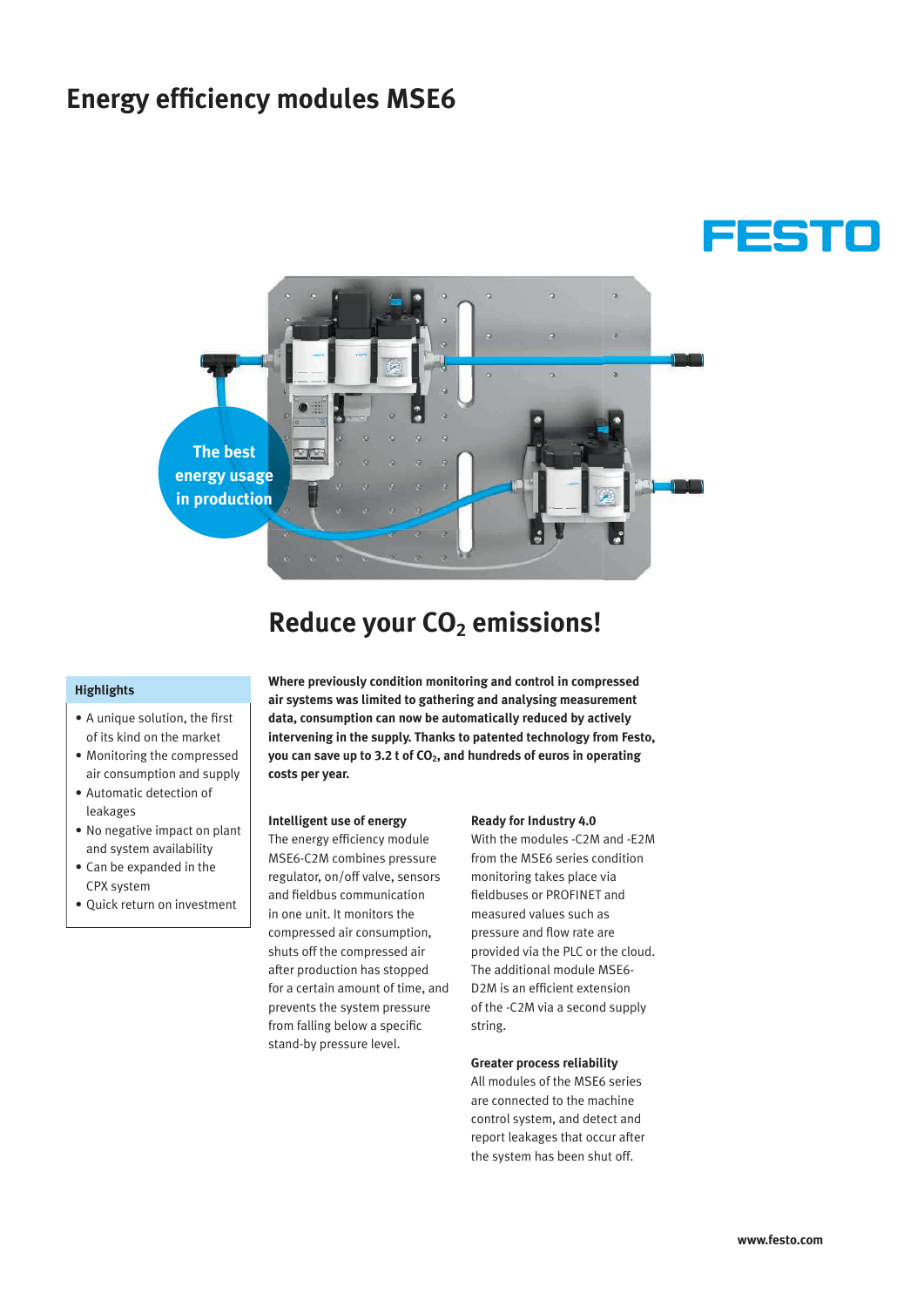# Energy efficiency modules MSE6

FESTO

The best energy usage in production

## Reduce your $CO_2$ emissions!

### Highlights

- A unique solution, the first of its kind on the market
- Monitoring the compressed air consumption and supply
- Automatic detection of leakages
- No negative impact on plant and system availability
- Can be expanded in the CPX system
- Quick return on investment

**Where previously condition monitoring and control in compressed air systems was limited to gathering and analysing measurement data, consumption can now be automatically reduced by actively intervening in the supply. Thanks to patented technology from Festo, you can save up to 3.2 t of $CO_2$, and hundreds of euros in operating costs per year.**

**Intelligent use of energy**
The energy efficiency module MSE6-C2M combines pressure regulator, on/off valve, sensors and fieldbus communication in one unit. It monitors the compressed air consumption, shuts off the compressed air after production has stopped for a certain amount of time, and prevents the system pressure from falling below a specific stand-by pressure level.

**Ready for Industry 4.0**
With the modules -C2M and -E2M from the MSE6 series condition monitoring takes place via fieldbuses or PROFINET and measured values such as pressure and flow rate are provided via the PLC or the cloud. The additional module MSE6-D2M is an efficient extension of the -C2M via a second supply string.

**Greater process reliability**
All modules of the MSE6 series are connected to the machine control system, and detect and report leakages that occur after the system has been shut off.

www.festo.com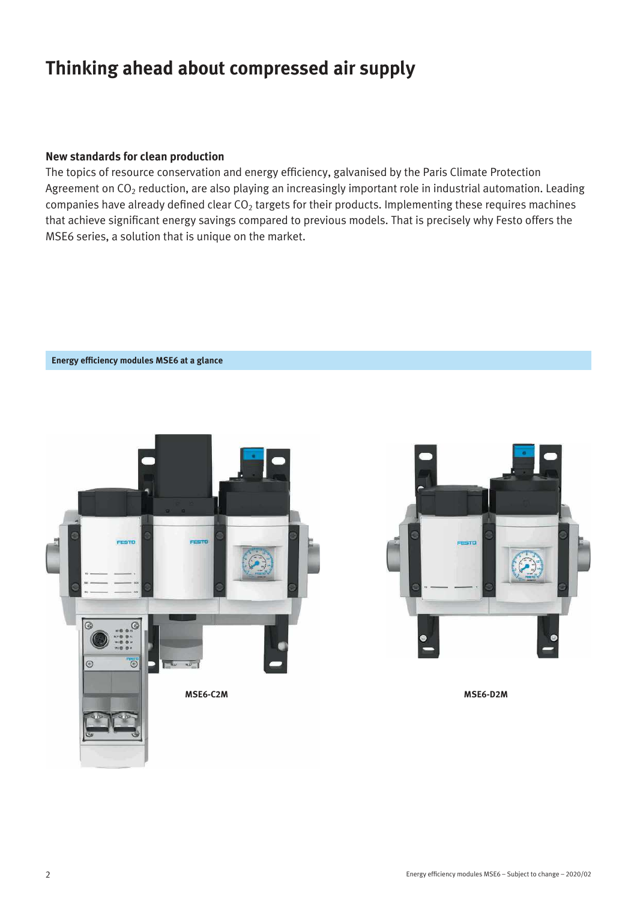# Thinking ahead about compressed air supply

### New standards for clean production

The topics of resource conservation and energy efficiency, galvanised by the Paris Climate Protection Agreement on $CO_2$ reduction, are also playing an increasingly important role in industrial automation. Leading companies have already defined clear $CO_2$ targets for their products. Implementing these requires machines that achieve significant energy savings compared to previous models. That is precisely why Festo offers the MSE6 series, a solution that is unique on the market.

**Energy efficiency modules MSE6 at a glance**

MSE6-C2M

MSE6-D2M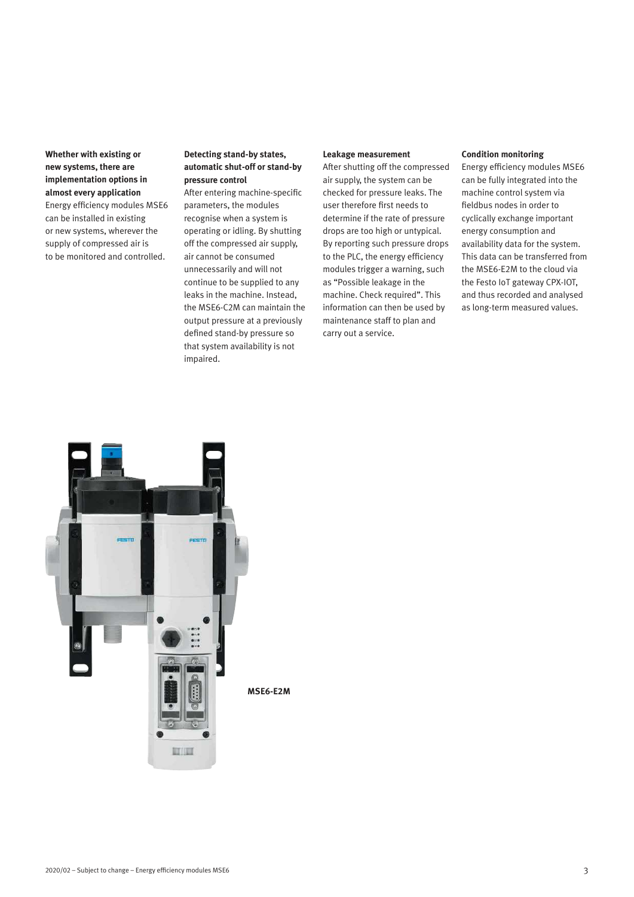**Whether with existing or new systems, there are implementation options in almost every application**

Energy efficiency modules MSE6 can be installed in existing or new systems, wherever the supply of compressed air is to be monitored and controlled.

**Detecting stand-by states, automatic shut-off or stand-by pressure control**

After entering machine-specific parameters, the modules recognise when a system is operating or idling. By shutting off the compressed air supply, air cannot be consumed unnecessarily and will not continue to be supplied to any leaks in the machine. Instead, the MSE6-C2M can maintain the output pressure at a previously defined stand-by pressure so that system availability is not impaired.

**Leakage measurement**

After shutting off the compressed air supply, the system can be checked for pressure leaks. The user therefore first needs to determine if the rate of pressure drops are too high or untypical. By reporting such pressure drops to the PLC, the energy efficiency modules trigger a warning, such as "Possible leakage in the machine. Check required". This information can then be used by maintenance staff to plan and carry out a service.

**Condition monitoring**

Energy efficiency modules MSE6 can be fully integrated into the machine control system via fieldbus nodes in order to cyclically exchange important energy consumption and availability data for the system. This data can be transferred from the MSE6-E2M to the cloud via the Festo IoT gateway CPX-IOT, and thus recorded and analysed as long-term measured values.

**MSE6-E2M**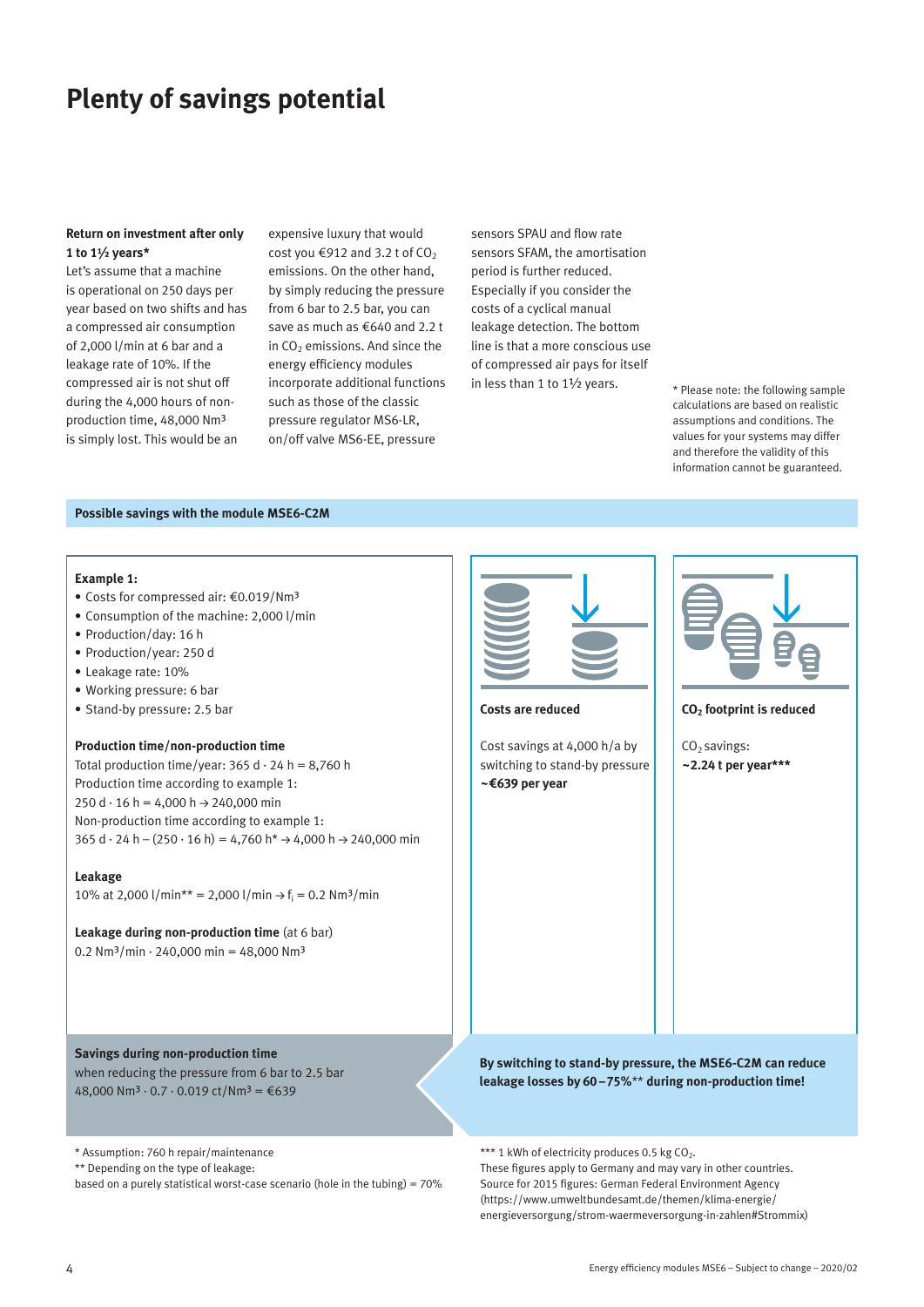# Plenty of savings potential

**Return on investment after only 1 to 1½ years***

Let's assume that a machine is operational on 250 days per year based on two shifts and has a compressed air consumption of 2,000 l/min at 6 bar and a leakage rate of 10%. If the compressed air is not shut off during the 4,000 hours of non-production time, 48,000 Nm³ is simply lost. This would be an expensive luxury that would cost you €912 and 3.2 t of $CO_2$ emissions. On the other hand, by simply reducing the pressure from 6 bar to 2.5 bar, you can save as much as €640 and 2.2 t in $CO_2$ emissions. And since the energy efficiency modules incorporate additional functions such as those of the classic pressure regulator MS6-LR, on/off valve MS6-EE, pressure sensors SPAU and flow rate sensors SFAM, the amortisation period is further reduced. Especially if you consider the costs of a cyclical manual leakage detection. The bottom line is that a more conscious use of compressed air pays for itself in less than 1 to 1½ years.

* Please note: the following sample calculations are based on realistic assumptions and conditions. The values for your systems may differ and therefore the validity of this information cannot be guaranteed.

## Possible savings with the module MSE6-C2M

**Example 1:**

- Costs for compressed air: €0.019/Nm³
- Consumption of the machine: 2,000 l/min
- Production/day: 16 h
- Production/year: 250 d
- Leakage rate: 10%
- Working pressure: 6 bar
- Stand-by pressure: 2.5 bar

**Production time/non-production time**

Total production time/year: 365 d · 24 h = 8,760 h

Production time according to example 1:
250 d · 16 h = 4,000 h → 240,000 min

Non-production time according to example 1:
365 d · 24 h – (250 · 16 h) = 4,760 h* → 4,000 h → 240,000 min

**Leakage**

10% at 2,000 l/min** = 2,000 l/min → $f_i$ = 0.2 Nm³/min

**Leakage during non-production time** (at 6 bar)

0.2 Nm³/min · 240,000 min = 48,000 Nm³

**Savings during non-production time**
when reducing the pressure from 6 bar to 2.5 bar
48,000 Nm³ · 0.7 · 0.019 ct/Nm³ = €639

**Costs are reduced**

Cost savings at 4,000 h/a by switching to stand-by pressure
**~€639 per year**

**$CO_2$ footprint is reduced**

$CO_2$ savings:
**~2.24 t per year*****

**By switching to stand-by pressure, the MSE6-C2M can reduce leakage losses by 60 – 75%** during non-production time!**

* Assumption: 760 h repair/maintenance

** Depending on the type of leakage:
based on a purely statistical worst-case scenario (hole in the tubing) = 70%

*** 1 kWh of electricity produces 0.5 kg $CO_2$.
These figures apply to Germany and may vary in other countries.
Source for 2015 figures: German Federal Environment Agency
(https://www.umweltbundesamt.de/themen/klima-energie/energieversorgung/strom-waermeversorgung-in-zahlen#Strommix)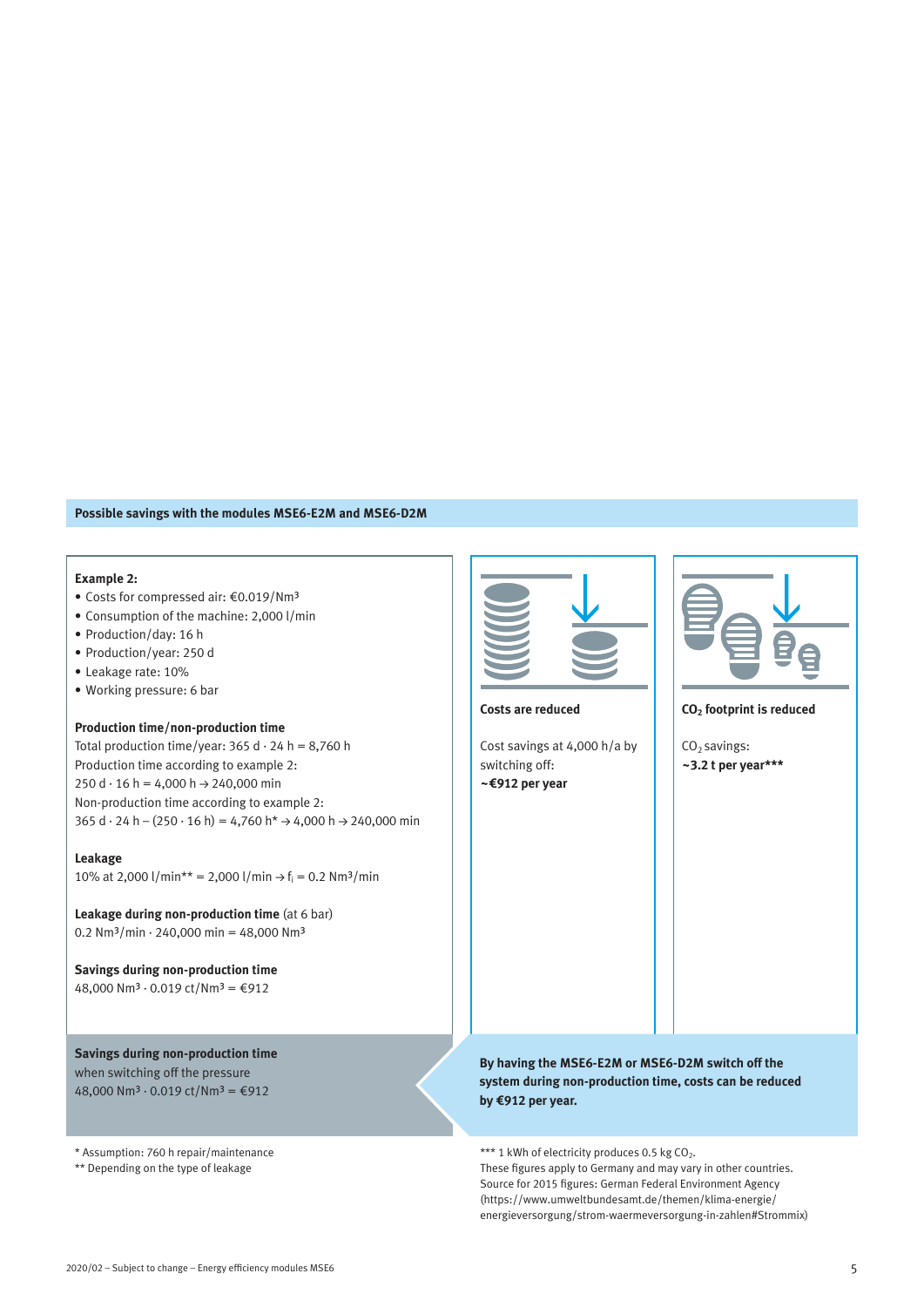## Possible savings with the modules MSE6-E2M and MSE6-D2M

**Example 2:**

- Costs for compressed air: €0.019/Nm³
- Consumption of the machine: 2,000 l/min
- Production/day: 16 h
- Production/year: 250 d
- Leakage rate: 10%
- Working pressure: 6 bar

**Production time/non-production time**

Total production time/year: 365 d · 24 h = 8,760 h
Production time according to example 2:
250 d · 16 h = 4,000 h → 240,000 min
Non-production time according to example 2:
365 d · 24 h – (250 · 16 h) = 4,760 h* → 4,000 h → 240,000 min

**Leakage**

10% at 2,000 l/min** = 2,000 l/min → $f_l$ = 0.2 Nm³/min

**Leakage during non-production time** (at 6 bar)
0.2 Nm³/min · 240,000 min = 48,000 Nm³

**Savings during non-production time**
48,000 Nm³ · 0.019 ct/Nm³ = €912

**Savings during non-production time**
when switching off the pressure
48,000 Nm³ · 0.019 ct/Nm³ = €912

\* Assumption: 760 h repair/maintenance
\*\* Depending on the type of leakage

**Costs are reduced**

Cost savings at 4,000 h/a by switching off:
**~€912 per year**

**$CO_2$ footprint is reduced**

$CO_2$ savings:
**~3.2 t per year*****

**By having the MSE6-E2M or MSE6-D2M switch off the system during non-production time, costs can be reduced by €912 per year.**

\*\*\* 1 kWh of electricity produces 0.5 kg $CO_2$.
These figures apply to Germany and may vary in other countries.
Source for 2015 figures: German Federal Environment Agency
(https://www.umweltbundesamt.de/themen/klima-energie/energieversorgung/strom-waermeversorgung-in-zahlen#Strommix)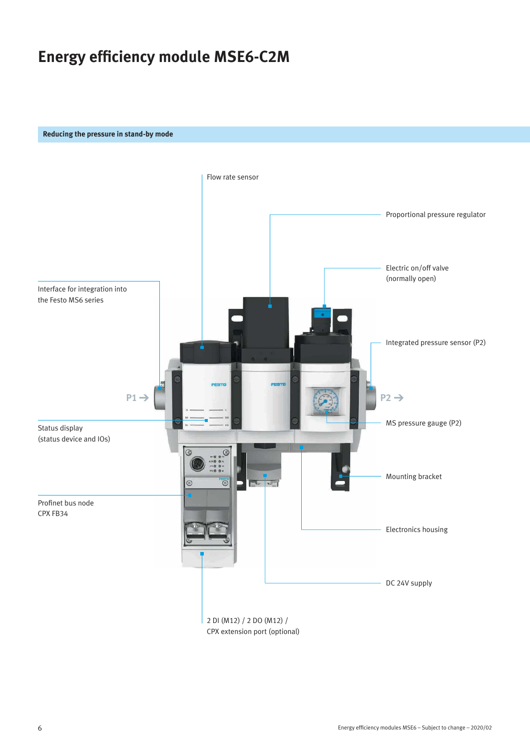# Energy efficiency module MSE6-C2M

## Reducing the pressure in stand-by mode

Flow rate sensor

Proportional pressure regulator

Electric on/off valve (normally open)

Interface for integration into the Festo MS6 series

Integrated pressure sensor (P2)

P1 →

P2 →

Status display (status device and IOs)

MS pressure gauge (P2)

Mounting bracket

Profinet bus node CPX FB34

Electronics housing

DC 24V supply

2 DI (M12) / 2 DO (M12) / CPX extension port (optional)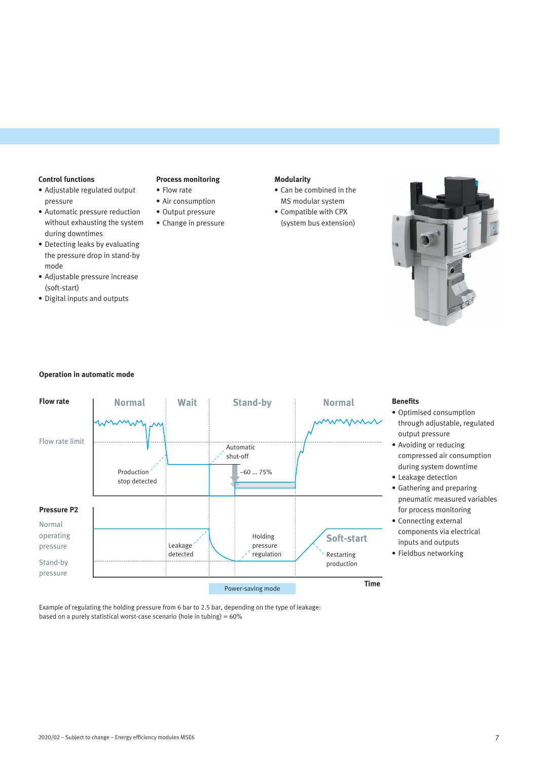**Control functions**

- Adjustable regulated output pressure
- Automatic pressure reduction without exhausting the system during downtimes
- Detecting leaks by evaluating the pressure drop in stand-by mode
- Adjustable pressure increase (soft-start)
- Digital inputs and outputs

**Process monitoring**

- Flow rate
- Air consumption
- Output pressure
- Change in pressure

**Modularity**

- Can be combined in the MS modular system
- Compatible with CPX (system bus extension)

**Operation in automatic mode**

Flow rate | Normal | Wait | Stand-by | Normal

Flow rate limit

Production stop detected

Automatic shut-off

–60 … 75%

Pressure P2

Normal operating pressure

Stand-by pressure

Leakage detected

Holding pressure regulation

Soft-start

Restarting production

Power-saving mode

Time

**Benefits**

- Optimised consumption through adjustable, regulated output pressure
- Avoiding or reducing compressed air consumption during system downtime
- Leakage detection
- Gathering and preparing pneumatic measured variables for process monitoring
- Connecting external components via electrical inputs and outputs
- Fieldbus networking

Example of regulating the holding pressure from 6 bar to 2.5 bar, depending on the type of leakage: based on a purely statistical worst-case scenario (hole in tubing) = 60%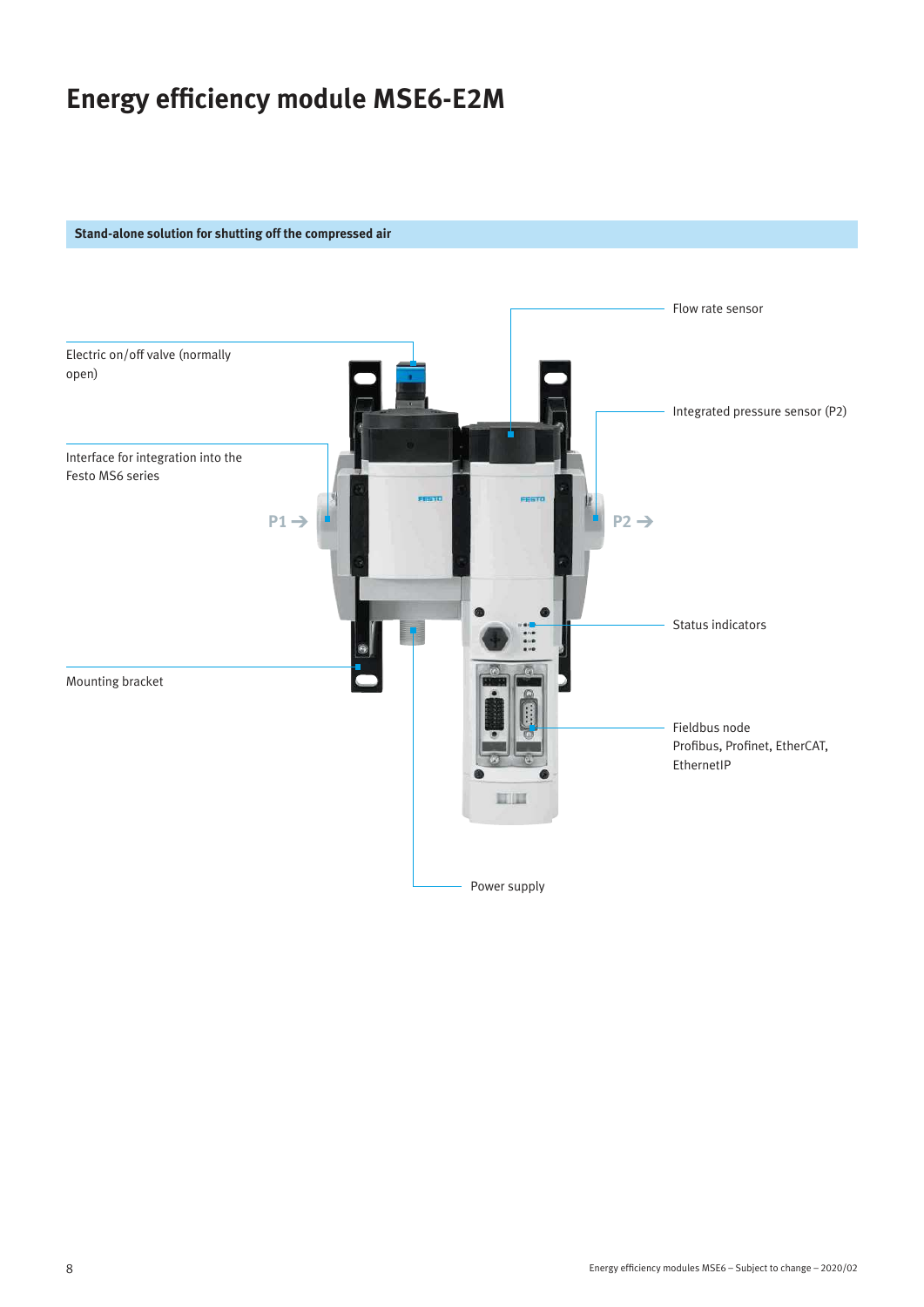# Energy efficiency module MSE6-E2M

**Stand-alone solution for shutting off the compressed air**

Electric on/off valve (normally open)

Interface for integration into the Festo MS6 series

Mounting bracket

Flow rate sensor

Integrated pressure sensor (P2)

P1 →

P2 →

Status indicators

Fieldbus node
Profibus, Profinet, EtherCAT, EthernetIP

Power supply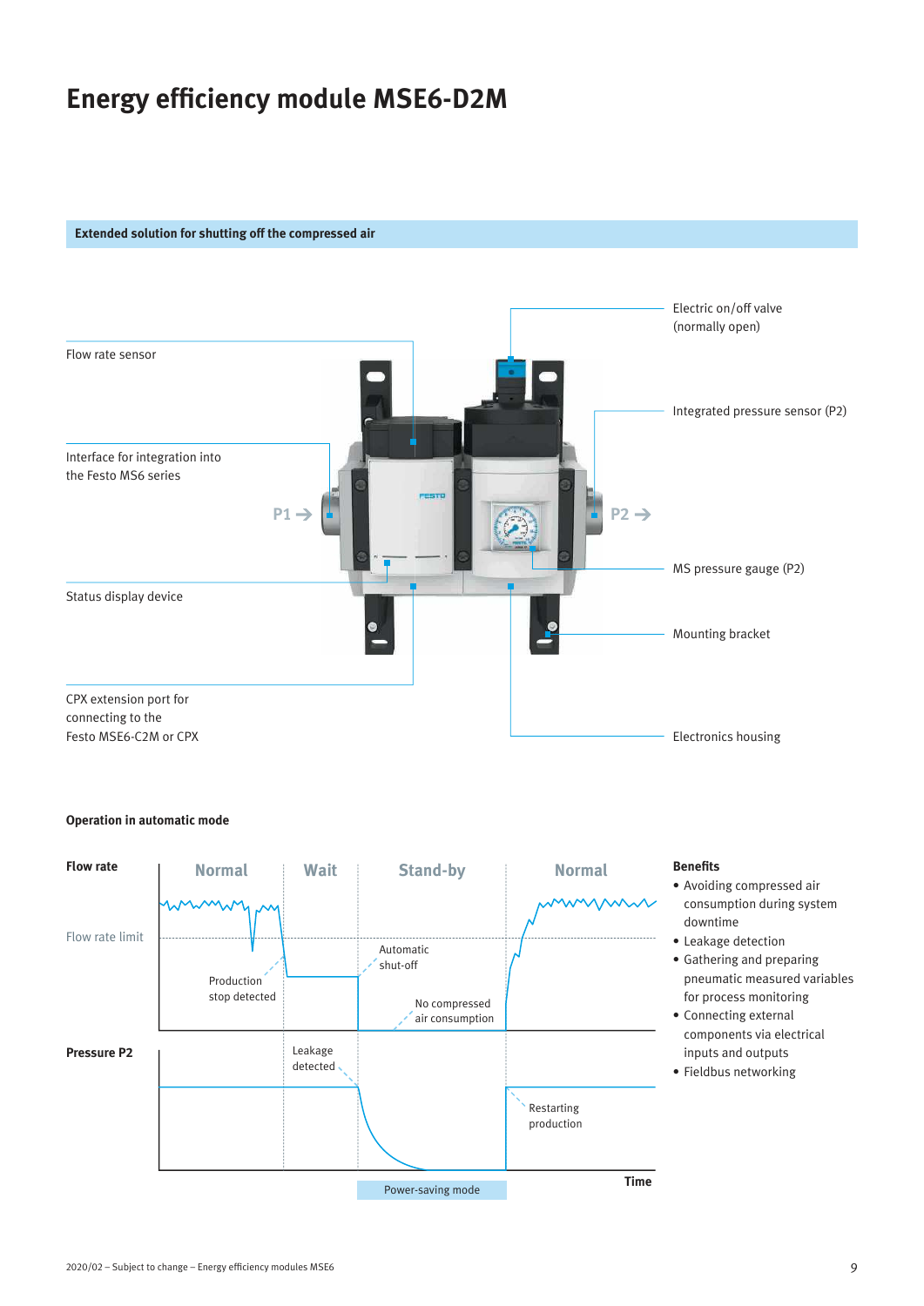# Energy efficiency module MSE6-D2M

## Extended solution for shutting off the compressed air

Flow rate sensor

Interface for integration into the Festo MS6 series

Status display device

CPX extension port for connecting to the Festo MSE6-C2M or CPX

Electric on/off valve (normally open)

Integrated pressure sensor (P2)

MS pressure gauge (P2)

Mounting bracket

Electronics housing

P1 → P2 →

### Operation in automatic mode

Flow rate — Normal | Wait | Stand-by | Normal

Flow rate limit

Production stop detected

Automatic shut-off

No compressed air consumption

Pressure P2

Leakage detected

Restarting production

Power-saving mode

Time

### Benefits

- Avoiding compressed air consumption during system downtime
- Leakage detection
- Gathering and preparing pneumatic measured variables for process monitoring
- Connecting external components via electrical inputs and outputs
- Fieldbus networking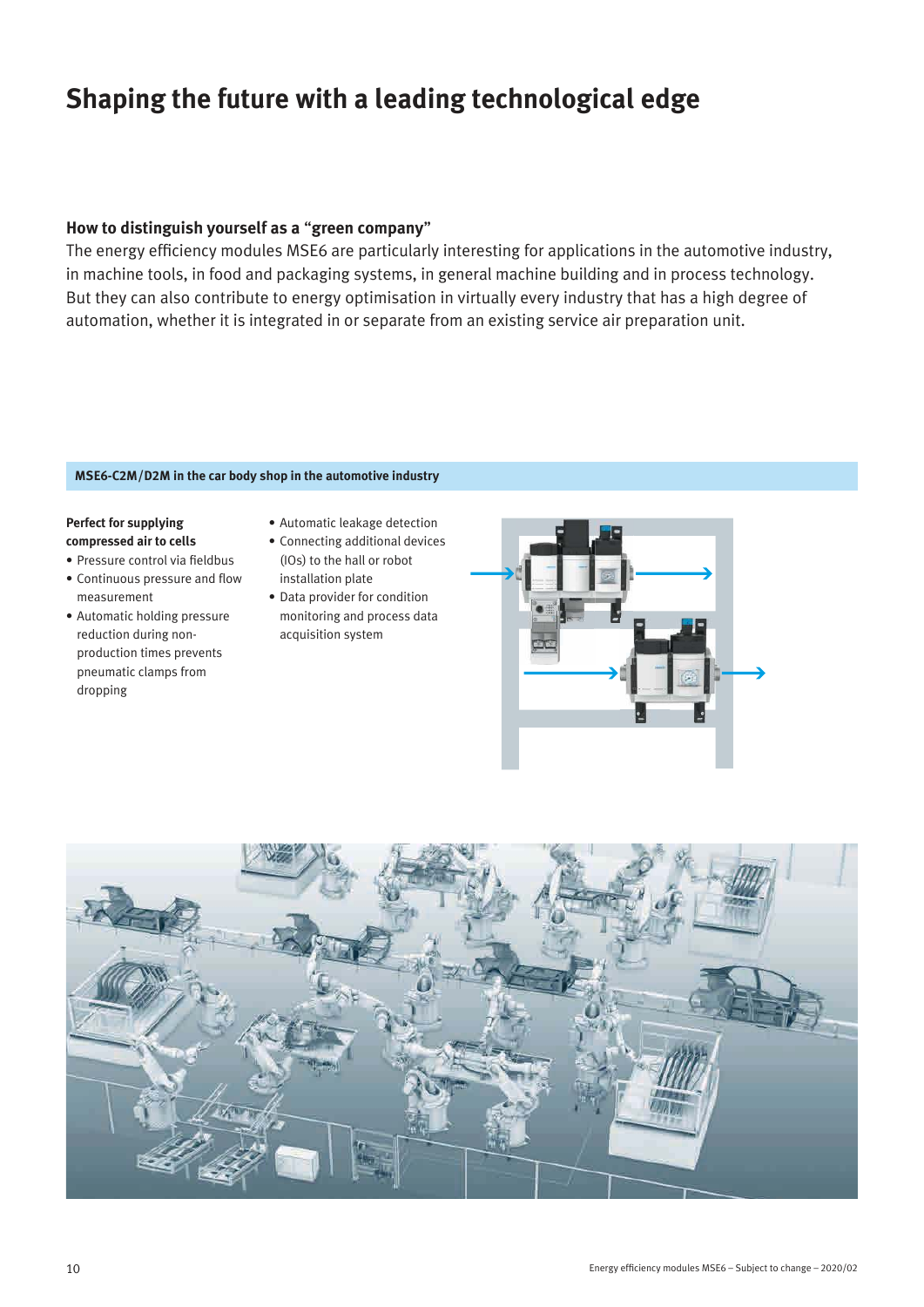# Shaping the future with a leading technological edge

### How to distinguish yourself as a "green company"

The energy efficiency modules MSE6 are particularly interesting for applications in the automotive industry, in machine tools, in food and packaging systems, in general machine building and in process technology. But they can also contribute to energy optimisation in virtually every industry that has a high degree of automation, whether it is integrated in or separate from an existing service air preparation unit.

### MSE6-C2M/D2M in the car body shop in the automotive industry

**Perfect for supplying compressed air to cells**

- Pressure control via fieldbus
- Continuous pressure and flow measurement
- Automatic holding pressure reduction during non-production times prevents pneumatic clamps from dropping
- Automatic leakage detection
- Connecting additional devices (IOs) to the hall or robot installation plate
- Data provider for condition monitoring and process data acquisition system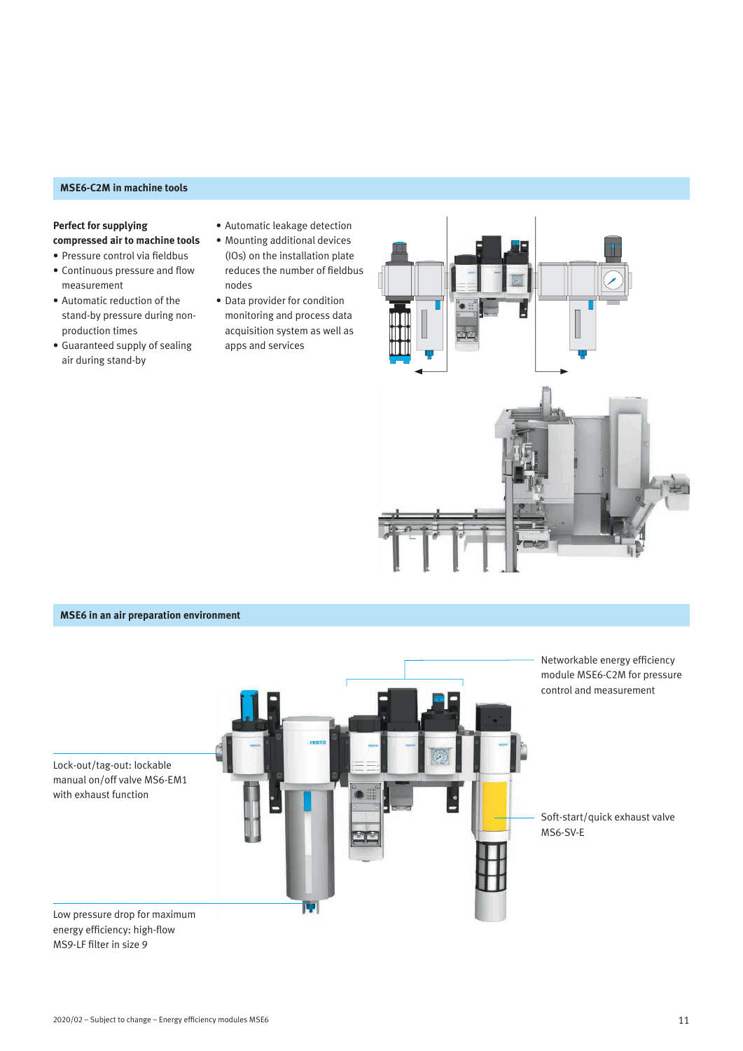## MSE6-C2M in machine tools

**Perfect for supplying compressed air to machine tools**

- Pressure control via fieldbus
- Continuous pressure and flow measurement
- Automatic reduction of the stand-by pressure during non-production times
- Guaranteed supply of sealing air during stand-by
- Automatic leakage detection
- Mounting additional devices (IOs) on the installation plate reduces the number of fieldbus nodes
- Data provider for condition monitoring and process data acquisition system as well as apps and services

## MSE6 in an air preparation environment

Networkable energy efficiency module MSE6-C2M for pressure control and measurement

Lock-out/tag-out: lockable manual on/off valve MS6-EM1 with exhaust function

Soft-start/quick exhaust valve MS6-SV-E

Low pressure drop for maximum energy efficiency: high-flow MS9-LF filter in size 9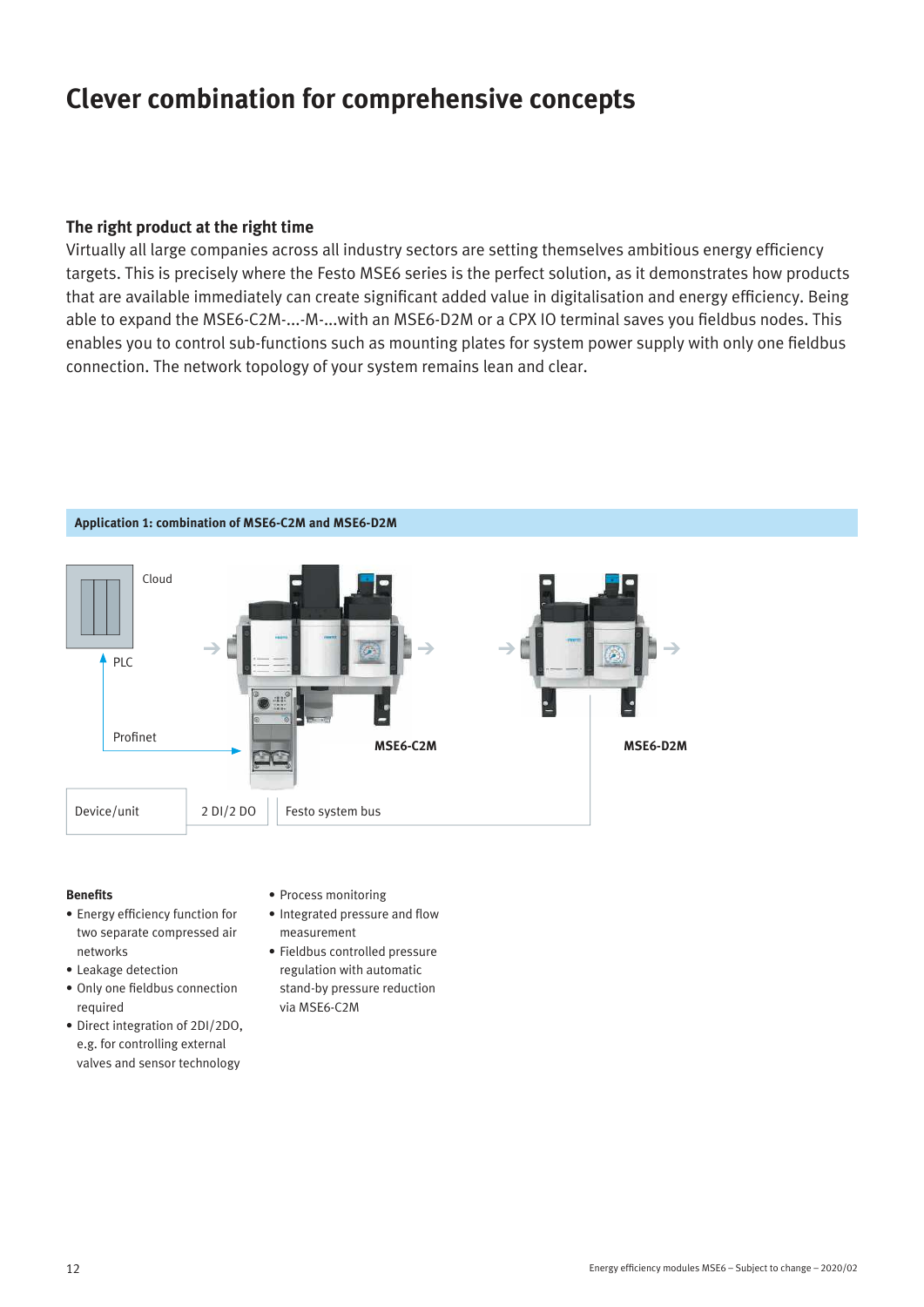# Clever combination for comprehensive concepts

### The right product at the right time

Virtually all large companies across all industry sectors are setting themselves ambitious energy efficiency targets. This is precisely where the Festo MSE6 series is the perfect solution, as it demonstrates how products that are available immediately can create significant added value in digitalisation and energy efficiency. Being able to expand the MSE6-C2M-...-M-...with an MSE6-D2M or a CPX IO terminal saves you fieldbus nodes. This enables you to control sub-functions such as mounting plates for system power supply with only one fieldbus connection. The network topology of your system remains lean and clear.

**Application 1: combination of MSE6-C2M and MSE6-D2M**

Cloud

PLC

Profinet

**MSE6-C2M**

**MSE6-D2M**

Device/unit

2 DI/2 DO

Festo system bus

**Benefits**

- Energy efficiency function for two separate compressed air networks
- Leakage detection
- Only one fieldbus connection required
- Direct integration of 2DI/2DO, e.g. for controlling external valves and sensor technology
- Process monitoring
- Integrated pressure and flow measurement
- Fieldbus controlled pressure regulation with automatic stand-by pressure reduction via MSE6-C2M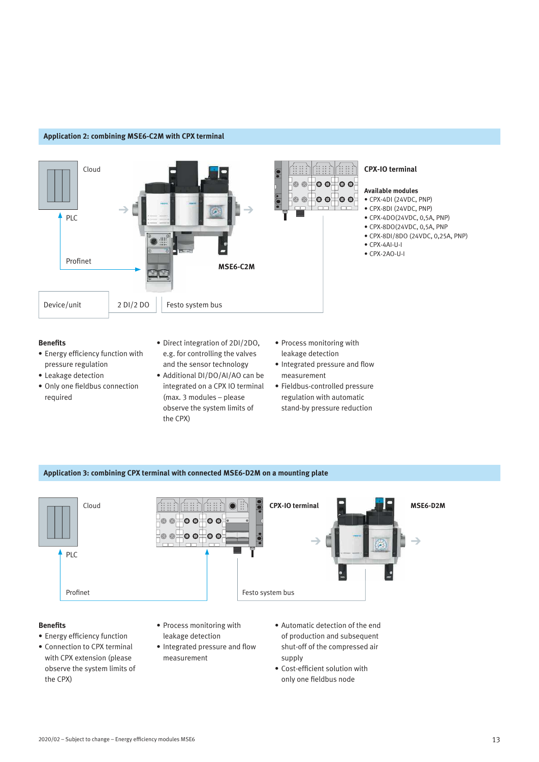## Application 2: combining MSE6-C2M with CPX terminal

Cloud

PLC

Profinet

MSE6-C2M

Device/unit

2 DI/2 DO

Festo system bus

**CPX-IO terminal**

**Available modules**

- CPX-4DI (24VDC, PNP)
- CPX-8DI (24VDC, PNP)
- CPX-4DO(24VDC, 0,5A, PNP)
- CPX-8DO(24VDC, 0,5A, PNP
- CPX-8DI/8DO (24VDC, 0,25A, PNP)
- CPX-4AI-U-I
- CPX-2AO-U-I

**Benefits**

- Energy efficiency function with pressure regulation
- Leakage detection
- Only one fieldbus connection required
- Direct integration of 2DI/2DO, e.g. for controlling the valves and the sensor technology
- Additional DI/DO/AI/AO can be integrated on a CPX IO terminal (max. 3 modules – please observe the system limits of the CPX)
- Process monitoring with leakage detection
- Integrated pressure and flow measurement
- Fieldbus-controlled pressure regulation with automatic stand-by pressure reduction

## Application 3: combining CPX terminal with connected MSE6-D2M on a mounting plate

Cloud

PLC

Profinet

**CPX-IO terminal**

**MSE6-D2M**

Festo system bus

**Benefits**

- Energy efficiency function
- Connection to CPX terminal with CPX extension (please observe the system limits of the CPX)
- Process monitoring with leakage detection
- Integrated pressure and flow measurement
- Automatic detection of the end of production and subsequent shut-off of the compressed air supply
- Cost-efficient solution with only one fieldbus node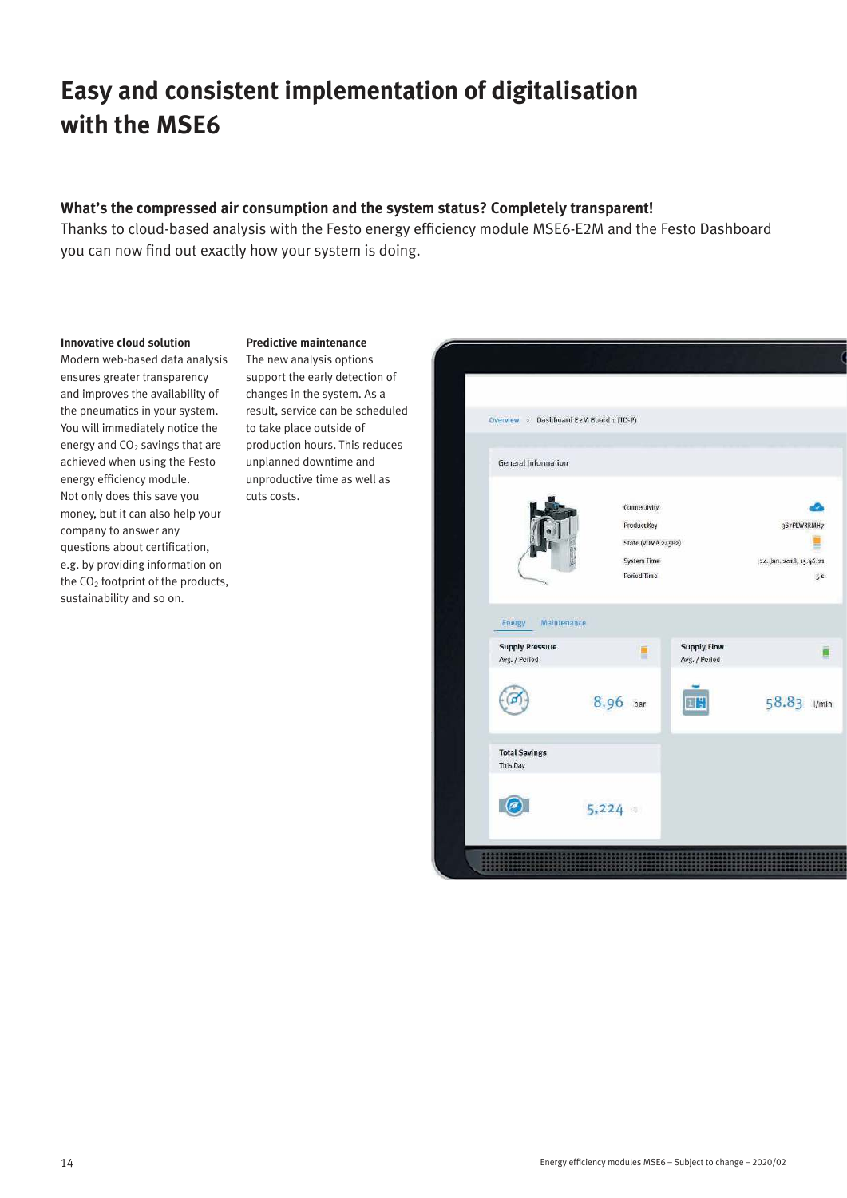# Easy and consistent implementation of digitalisation with the MSE6

**What's the compressed air consumption and the system status? Completely transparent!**
Thanks to cloud-based analysis with the Festo energy efficiency module MSE6-E2M and the Festo Dashboard you can now find out exactly how your system is doing.

**Innovative cloud solution**
Modern web-based data analysis ensures greater transparency and improves the availability of the pneumatics in your system. You will immediately notice the energy and $CO_2$ savings that are achieved when using the Festo energy efficiency module. Not only does this save you money, but it can also help your company to answer any questions about certification, e.g. by providing information on the $CO_2$ footprint of the products, sustainability and so on.

**Predictive maintenance**
The new analysis options support the early detection of changes in the system. As a result, service can be scheduled to take place outside of production hours. This reduces unplanned downtime and unproductive time as well as cuts costs.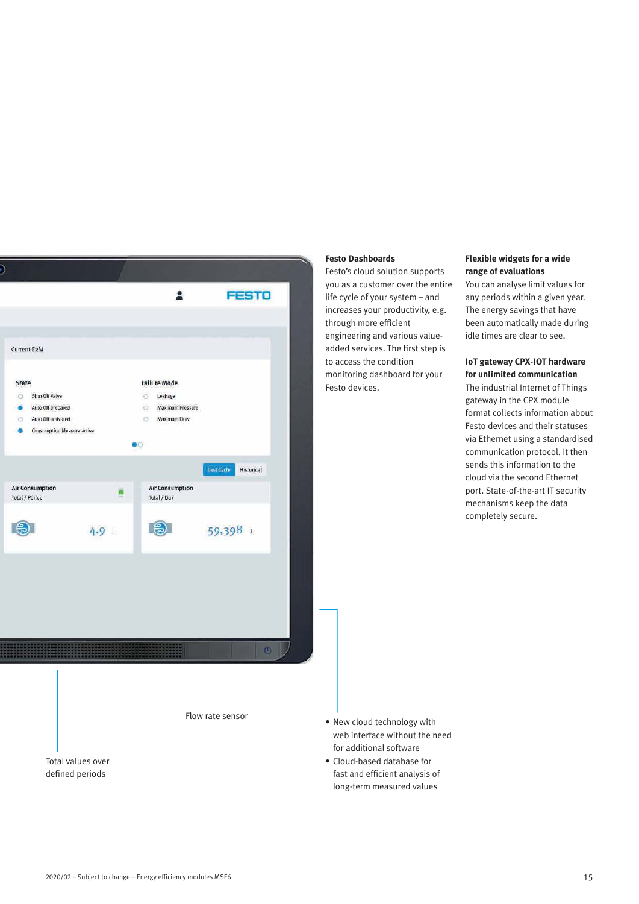**Festo Dashboards**
Festo's cloud solution supports you as a customer over the entire life cycle of your system – and increases your productivity, e.g. through more efficient engineering and various value-added services. The first step is to access the condition monitoring dashboard for your Festo devices.

**Flexible widgets for a wide range of evaluations**
You can analyse limit values for any periods within a given year. The energy savings that have been automatically made during idle times are clear to see.

**IoT gateway CPX-IOT hardware for unlimited communication**
The industrial Internet of Things gateway in the CPX module format collects information about Festo devices and their statuses via Ethernet using a standardised communication protocol. It then sends this information to the cloud via the second Ethernet port. State-of-the-art IT security mechanisms keep the data completely secure.

Flow rate sensor

Total values over defined periods

- New cloud technology with web interface without the need for additional software
- Cloud-based database for fast and efficient analysis of long-term measured values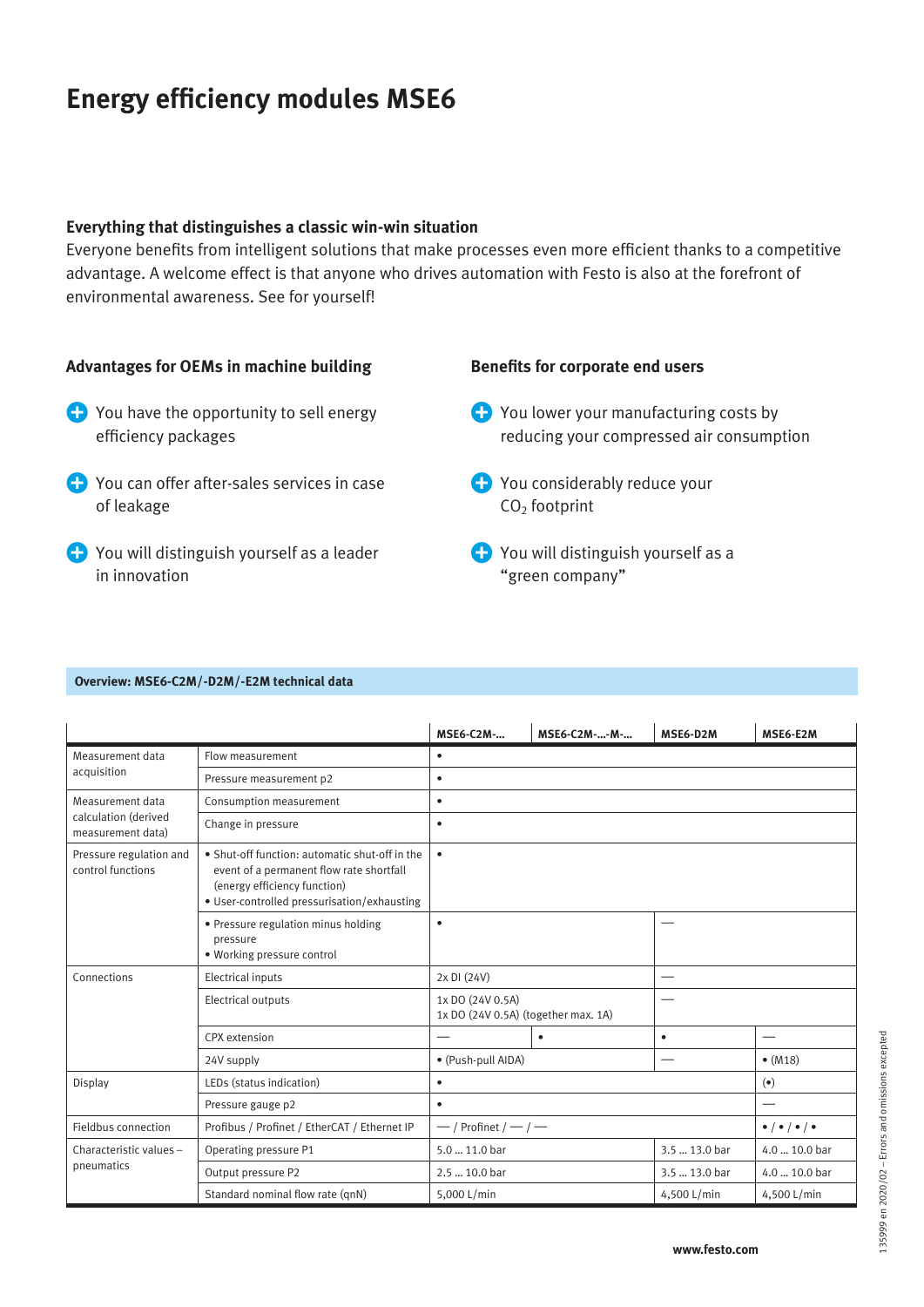# Energy efficiency modules MSE6

### Everything that distinguishes a classic win-win situation

Everyone benefits from intelligent solutions that make processes even more efficient thanks to a competitive advantage. A welcome effect is that anyone who drives automation with Festo is also at the forefront of environmental awareness. See for yourself!

### Advantages for OEMs in machine building

- You have the opportunity to sell energy efficiency packages
- You can offer after-sales services in case of leakage
- You will distinguish yourself as a leader in innovation

### Benefits for corporate end users

- You lower your manufacturing costs by reducing your compressed air consumption
- You considerably reduce your $CO_2$ footprint
- You will distinguish yourself as a "green company"

**Overview: MSE6-C2M/-D2M/-E2M technical data**

| | | MSE6-C2M-... | MSE6-C2M-...-M-... | MSE6-D2M | MSE6-E2M |
|---|---|---|---|---|---|
| Measurement data acquisition | Flow measurement | • | | | |
| | Pressure measurement p2 | • | | | |
| Measurement data calculation (derived measurement data) | Consumption measurement | • | | | |
| | Change in pressure | • | | | |
| Pressure regulation and control functions | • Shut-off function: automatic shut-off in the event of a permanent flow rate shortfall (energy efficiency function)<br>• User-controlled pressurisation/exhausting | • | | | |
| | • Pressure regulation minus holding pressure<br>• Working pressure control | • | | — | |
| Connections | Electrical inputs | 2x DI (24V) | | — | |
| | Electrical outputs | 1x DO (24V 0.5A)<br>1x DO (24V 0.5A) (together max. 1A) | | — | |
| | CPX extension | — | • | • | — |
| | 24V supply | • (Push-pull AIDA) | | — | • (M18) |
| Display | LEDs (status indication) | • | | | (•) |
| | Pressure gauge p2 | • | | | — |
| Fieldbus connection | Profibus / Profinet / EtherCAT / Ethernet IP | — / Profinet / — / — | | | • / • / • / • |
| Characteristic values – pneumatics | Operating pressure P1 | 5.0 ... 11.0 bar | | 3.5 ... 13.0 bar | 4.0 ... 10.0 bar |
| | Output pressure P2 | 2.5 ... 10.0 bar | | 3.5 ... 13.0 bar | 4.0 ... 10.0 bar |
| | Standard nominal flow rate (qnN) | 5,000 L/min | | 4,500 L/min | 4,500 L/min |

www.festo.com

135999 en 2020/02 – Errors and omissions excepted